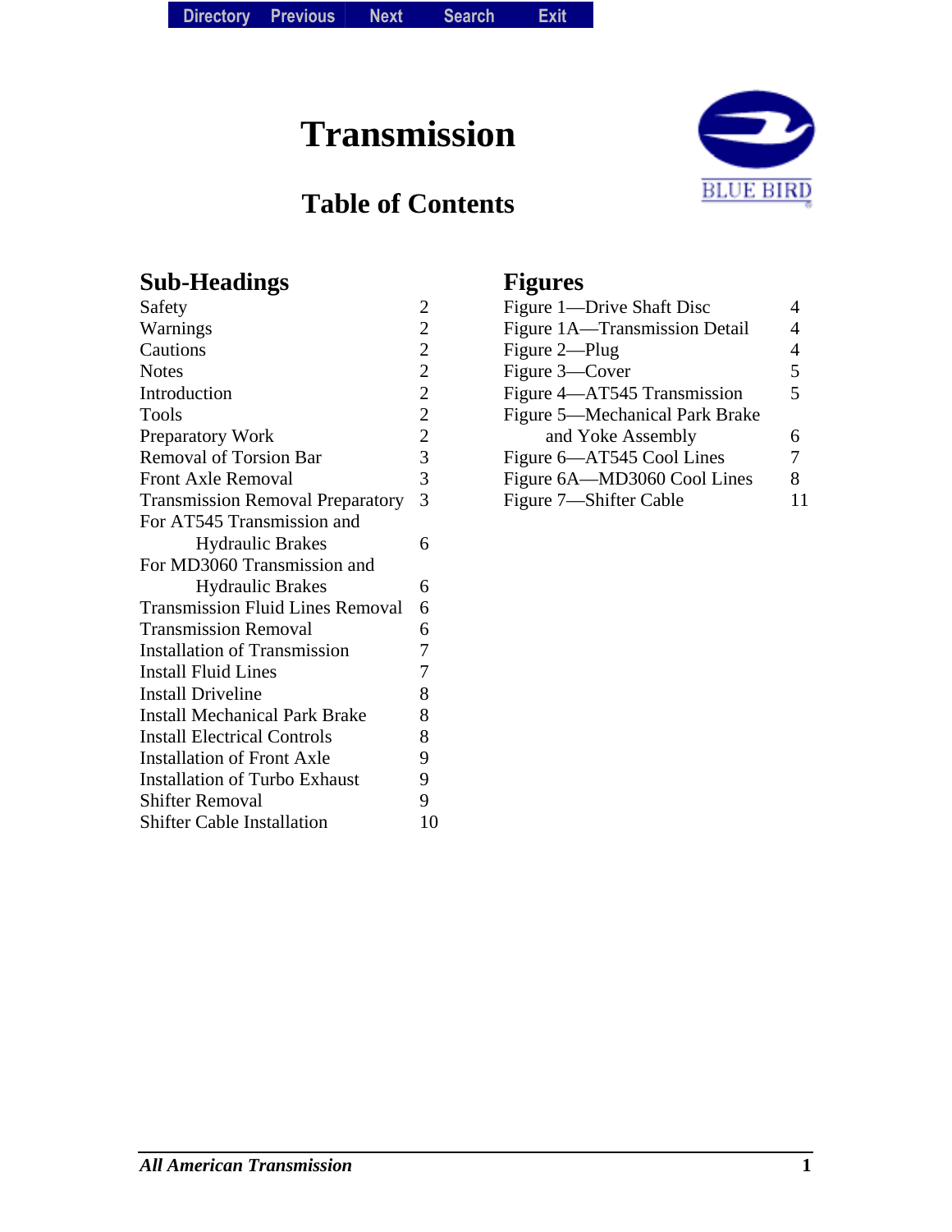# Transmission

## Table of Contents

### Sub-Headings

| Sub-Heading | Page |
|---|---|
| Safety | 2 |
| Warnings | 2 |
| Cautions | 2 |
| Notes | 2 |
| Introduction | 2 |
| Tools | 2 |
| Preparatory Work | 2 |
| Removal of Torsion Bar | 3 |
| Front Axle Removal | 3 |
| Transmission Removal Preparatory | 3 |
| For AT545 Transmission and Hydraulic Brakes | 6 |
| For MD3060 Transmission and Hydraulic Brakes | 6 |
| Transmission Fluid Lines Removal | 6 |
| Transmission Removal | 6 |
| Installation of Transmission | 7 |
| Install Fluid Lines | 7 |
| Install Driveline | 8 |
| Install Mechanical Park Brake | 8 |
| Install Electrical Controls | 8 |
| Installation of Front Axle | 9 |
| Installation of Turbo Exhaust | 9 |
| Shifter Removal | 9 |
| Shifter Cable Installation | 10 |

### Figures

| Figure | Page |
|---|---|
| Figure 1—Drive Shaft Disc | 4 |
| Figure 1A—Transmission Detail | 4 |
| Figure 2—Plug | 4 |
| Figure 3—Cover | 5 |
| Figure 4—AT545 Transmission | 5 |
| Figure 5—Mechanical Park Brake and Yoke Assembly | 6 |
| Figure 6—AT545 Cool Lines | 7 |
| Figure 6A—MD3060 Cool Lines | 8 |
| Figure 7—Shifter Cable | 11 |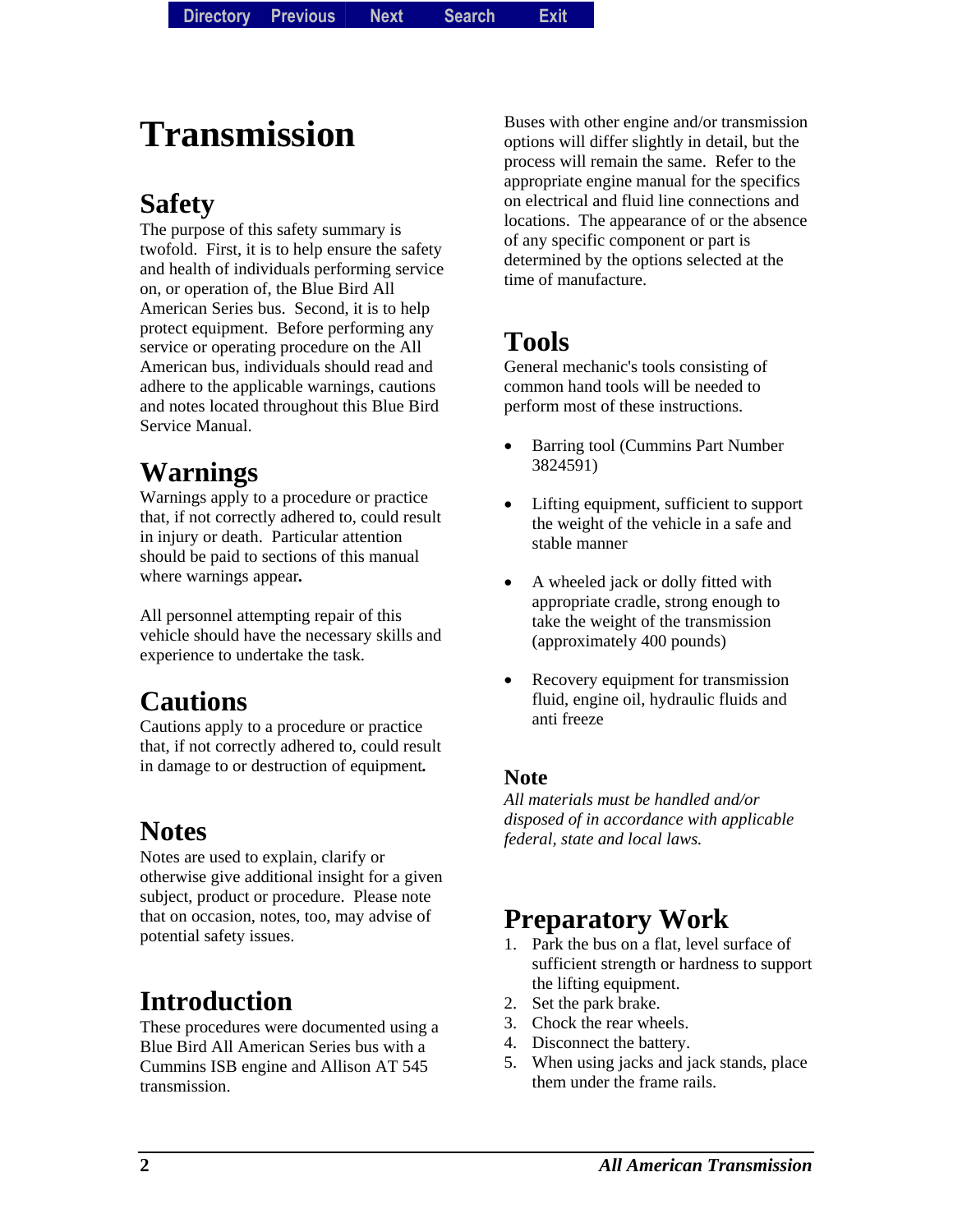# Transmission

## Safety

The purpose of this safety summary is twofold. First, it is to help ensure the safety and health of individuals performing service on, or operation of, the Blue Bird All American Series bus. Second, it is to help protect equipment. Before performing any service or operating procedure on the All American bus, individuals should read and adhere to the applicable warnings, cautions and notes located throughout this Blue Bird Service Manual.

## Warnings

Warnings apply to a procedure or practice that, if not correctly adhered to, could result in injury or death. Particular attention should be paid to sections of this manual where warnings appear**.**

All personnel attempting repair of this vehicle should have the necessary skills and experience to undertake the task.

## Cautions

Cautions apply to a procedure or practice that, if not correctly adhered to, could result in damage to or destruction of equipment*.*

## Notes

Notes are used to explain, clarify or otherwise give additional insight for a given subject, product or procedure. Please note that on occasion, notes, too, may advise of potential safety issues.

## Introduction

These procedures were documented using a Blue Bird All American Series bus with a Cummins ISB engine and Allison AT 545 transmission.

Buses with other engine and/or transmission options will differ slightly in detail, but the process will remain the same. Refer to the appropriate engine manual for the specifics on electrical and fluid line connections and locations. The appearance of or the absence of any specific component or part is determined by the options selected at the time of manufacture.

## Tools

General mechanic's tools consisting of common hand tools will be needed to perform most of these instructions.

- Barring tool (Cummins Part Number 3824591)
- Lifting equipment, sufficient to support the weight of the vehicle in a safe and stable manner
- A wheeled jack or dolly fitted with appropriate cradle, strong enough to take the weight of the transmission (approximately 400 pounds)
- Recovery equipment for transmission fluid, engine oil, hydraulic fluids and anti freeze

### Note

*All materials must be handled and/or disposed of in accordance with applicable federal, state and local laws.*

## Preparatory Work

1. Park the bus on a flat, level surface of sufficient strength or hardness to support the lifting equipment.
2. Set the park brake.
3. Chock the rear wheels.
4. Disconnect the battery.
5. When using jacks and jack stands, place them under the frame rails.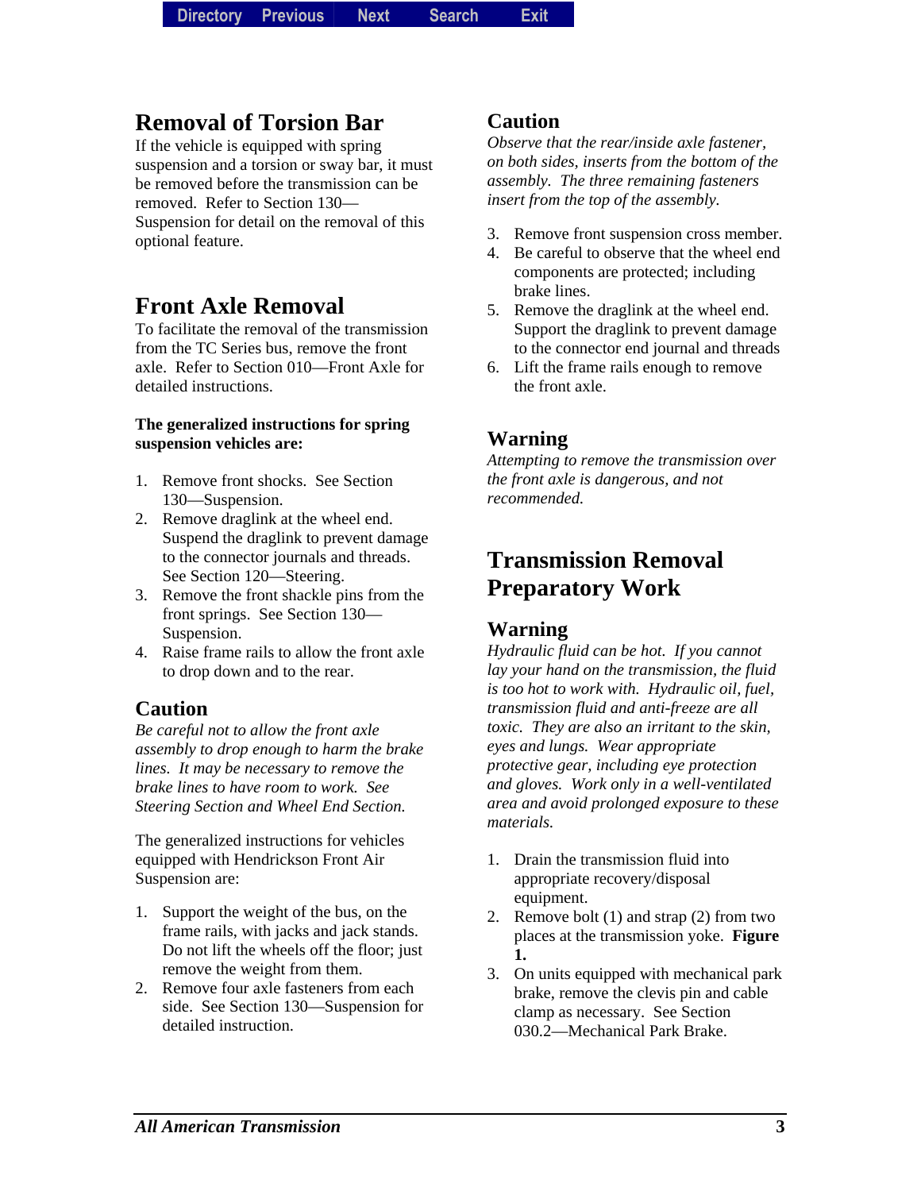## Removal of Torsion Bar

If the vehicle is equipped with spring suspension and a torsion or sway bar, it must be removed before the transmission can be removed. Refer to Section 130—Suspension for detail on the removal of this optional feature.

## Front Axle Removal

To facilitate the removal of the transmission from the TC Series bus, remove the front axle. Refer to Section 010—Front Axle for detailed instructions.

**The generalized instructions for spring suspension vehicles are:**

1. Remove front shocks. See Section 130—Suspension.
2. Remove draglink at the wheel end. Suspend the draglink to prevent damage to the connector journals and threads. See Section 120—Steering.
3. Remove the front shackle pins from the front springs. See Section 130—Suspension.
4. Raise frame rails to allow the front axle to drop down and to the rear.

### Caution

*Be careful not to allow the front axle assembly to drop enough to harm the brake lines. It may be necessary to remove the brake lines to have room to work. See Steering Section and Wheel End Section.*

The generalized instructions for vehicles equipped with Hendrickson Front Air Suspension are:

1. Support the weight of the bus, on the frame rails, with jacks and jack stands. Do not lift the wheels off the floor; just remove the weight from them.
2. Remove four axle fasteners from each side. See Section 130—Suspension for detailed instruction.

### Caution

*Observe that the rear/inside axle fastener, on both sides, inserts from the bottom of the assembly. The three remaining fasteners insert from the top of the assembly.*

3. Remove front suspension cross member.
4. Be careful to observe that the wheel end components are protected; including brake lines.
5. Remove the draglink at the wheel end. Support the draglink to prevent damage to the connector end journal and threads
6. Lift the frame rails enough to remove the front axle.

### Warning

*Attempting to remove the transmission over the front axle is dangerous, and not recommended.*

## Transmission Removal Preparatory Work

### Warning

*Hydraulic fluid can be hot. If you cannot lay your hand on the transmission, the fluid is too hot to work with. Hydraulic oil, fuel, transmission fluid and anti-freeze are all toxic. They are also an irritant to the skin, eyes and lungs. Wear appropriate protective gear, including eye protection and gloves. Work only in a well-ventilated area and avoid prolonged exposure to these materials.*

1. Drain the transmission fluid into appropriate recovery/disposal equipment.
2. Remove bolt (1) and strap (2) from two places at the transmission yoke. **Figure 1.**
3. On units equipped with mechanical park brake, remove the clevis pin and cable clamp as necessary. See Section 030.2—Mechanical Park Brake.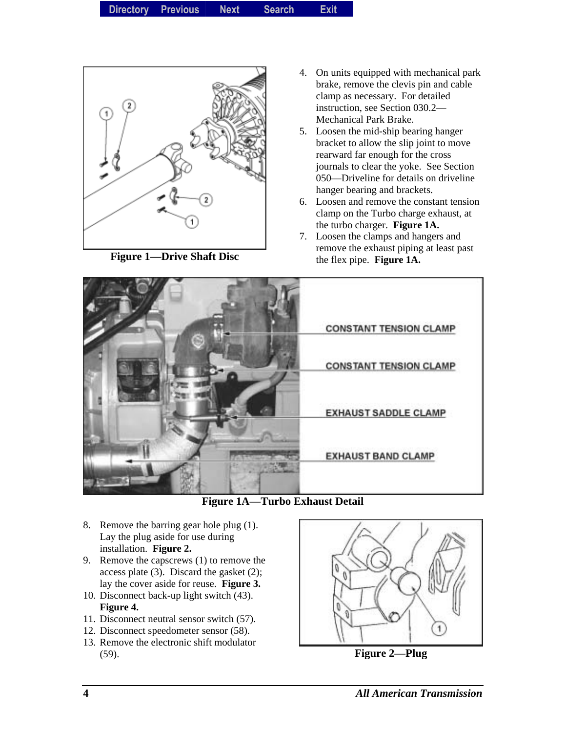Figure 1—Drive Shaft Disc

4. On units equipped with mechanical park brake, remove the clevis pin and cable clamp as necessary. For detailed instruction, see Section 030.2—Mechanical Park Brake.
5. Loosen the mid-ship bearing hanger bracket to allow the slip joint to move rearward far enough for the cross journals to clear the yoke. See Section 050—Driveline for details on driveline hanger bearing and brackets.
6. Loosen and remove the constant tension clamp on the Turbo charge exhaust, at the turbo charger. **Figure 1A.**
7. Loosen the clamps and hangers and remove the exhaust piping at least past the flex pipe. **Figure 1A.**

Figure 1A—Turbo Exhaust Detail

8. Remove the barring gear hole plug (1). Lay the plug aside for use during installation. **Figure 2.**
9. Remove the capscrews (1) to remove the access plate (3). Discard the gasket (2); lay the cover aside for reuse. **Figure 3.**
10. Disconnect back-up light switch (43). **Figure 4.**
11. Disconnect neutral sensor switch (57).
12. Disconnect speedometer sensor (58).
13. Remove the electronic shift modulator (59).

Figure 2—Plug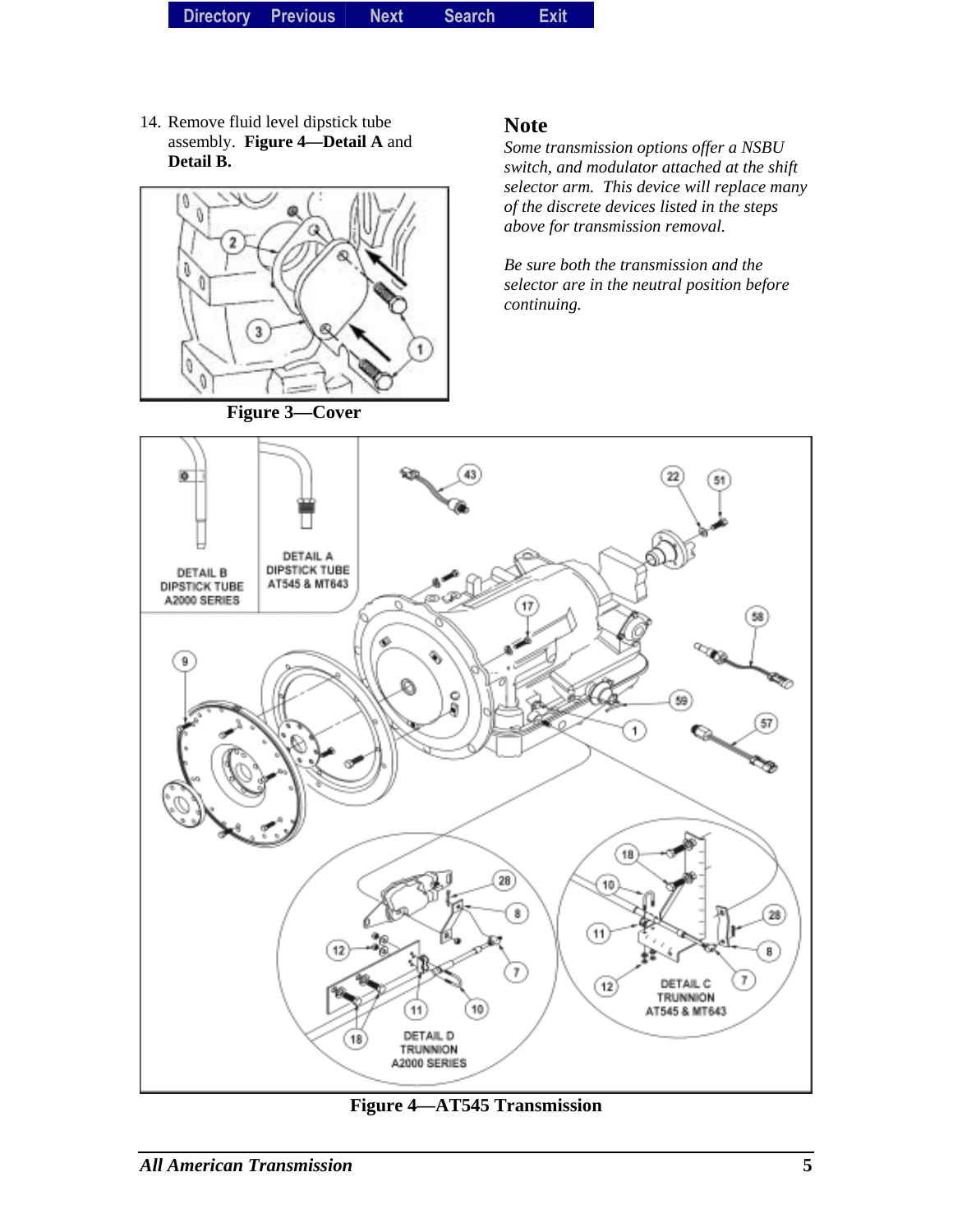14. Remove fluid level dipstick tube assembly. **Figure 4—Detail A** and **Detail B.**

**Figure 3—Cover**

## Note

*Some transmission options offer a NSBU switch, and modulator attached at the shift selector arm. This device will replace many of the discrete devices listed in the steps above for transmission removal.*

*Be sure both the transmission and the selector are in the neutral position before continuing.*

**Figure 4—AT545 Transmission**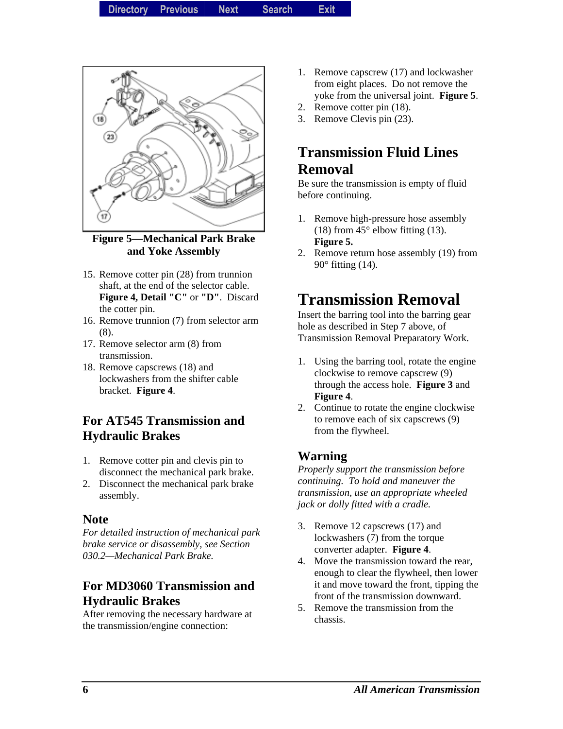**Figure 5—Mechanical Park Brake and Yoke Assembly**

15. Remove cotter pin (28) from trunnion shaft, at the end of the selector cable. **Figure 4, Detail "C"** or **"D"**. Discard the cotter pin.
16. Remove trunnion (7) from selector arm (8).
17. Remove selector arm (8) from transmission.
18. Remove capscrews (18) and lockwashers from the shifter cable bracket. **Figure 4**.

## For AT545 Transmission and Hydraulic Brakes

1. Remove cotter pin and clevis pin to disconnect the mechanical park brake.
2. Disconnect the mechanical park brake assembly.

### Note

*For detailed instruction of mechanical park brake service or disassembly, see Section 030.2—Mechanical Park Brake.*

## For MD3060 Transmission and Hydraulic Brakes

After removing the necessary hardware at the transmission/engine connection:

1. Remove capscrew (17) and lockwasher from eight places. Do not remove the yoke from the universal joint. **Figure 5**.
2. Remove cotter pin (18).
3. Remove Clevis pin (23).

## Transmission Fluid Lines Removal

Be sure the transmission is empty of fluid before continuing.

1. Remove high-pressure hose assembly (18) from 45° elbow fitting (13). **Figure 5.**
2. Remove return hose assembly (19) from 90° fitting (14).

# Transmission Removal

Insert the barring tool into the barring gear hole as described in Step 7 above, of Transmission Removal Preparatory Work.

1. Using the barring tool, rotate the engine clockwise to remove capscrew (9) through the access hole. **Figure 3** and **Figure 4**.
2. Continue to rotate the engine clockwise to remove each of six capscrews (9) from the flywheel.

### Warning

*Properly support the transmission before continuing. To hold and maneuver the transmission, use an appropriate wheeled jack or dolly fitted with a cradle.*

3. Remove 12 capscrews (17) and lockwashers (7) from the torque converter adapter. **Figure 4**.
4. Move the transmission toward the rear, enough to clear the flywheel, then lower it and move toward the front, tipping the front of the transmission downward.
5. Remove the transmission from the chassis.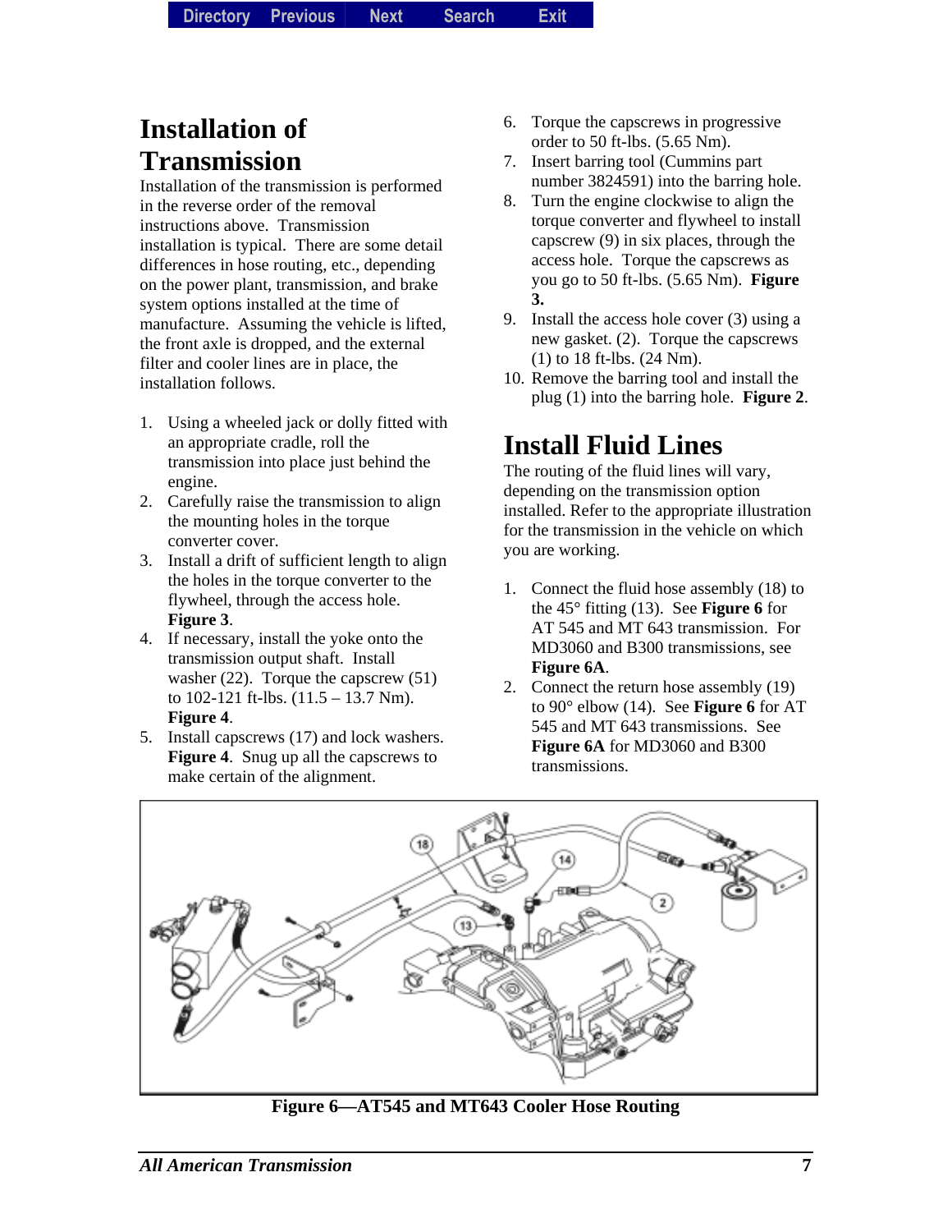## Installation of Transmission

Installation of the transmission is performed in the reverse order of the removal instructions above. Transmission installation is typical. There are some detail differences in hose routing, etc., depending on the power plant, transmission, and brake system options installed at the time of manufacture. Assuming the vehicle is lifted, the front axle is dropped, and the external filter and cooler lines are in place, the installation follows.

1. Using a wheeled jack or dolly fitted with an appropriate cradle, roll the transmission into place just behind the engine.
2. Carefully raise the transmission to align the mounting holes in the torque converter cover.
3. Install a drift of sufficient length to align the holes in the torque converter to the flywheel, through the access hole. **Figure 3**.
4. If necessary, install the yoke onto the transmission output shaft. Install washer (22). Torque the capscrew (51) to 102-121 ft-lbs. (11.5 – 13.7 Nm). **Figure 4**.
5. Install capscrews (17) and lock washers. **Figure 4**. Snug up all the capscrews to make certain of the alignment.
6. Torque the capscrews in progressive order to 50 ft-lbs. (5.65 Nm).
7. Insert barring tool (Cummins part number 3824591) into the barring hole.
8. Turn the engine clockwise to align the torque converter and flywheel to install capscrew (9) in six places, through the access hole. Torque the capscrews as you go to 50 ft-lbs. (5.65 Nm). **Figure 3.**
9. Install the access hole cover (3) using a new gasket. (2). Torque the capscrews (1) to 18 ft-lbs. (24 Nm).
10. Remove the barring tool and install the plug (1) into the barring hole. **Figure 2**.

## Install Fluid Lines

The routing of the fluid lines will vary, depending on the transmission option installed. Refer to the appropriate illustration for the transmission in the vehicle on which you are working.

1. Connect the fluid hose assembly (18) to the 45° fitting (13). See **Figure 6** for AT 545 and MT 643 transmission. For MD3060 and B300 transmissions, see **Figure 6A**.
2. Connect the return hose assembly (19) to 90° elbow (14). See **Figure 6** for AT 545 and MT 643 transmissions. See **Figure 6A** for MD3060 and B300 transmissions.

**Figure 6—AT545 and MT643 Cooler Hose Routing**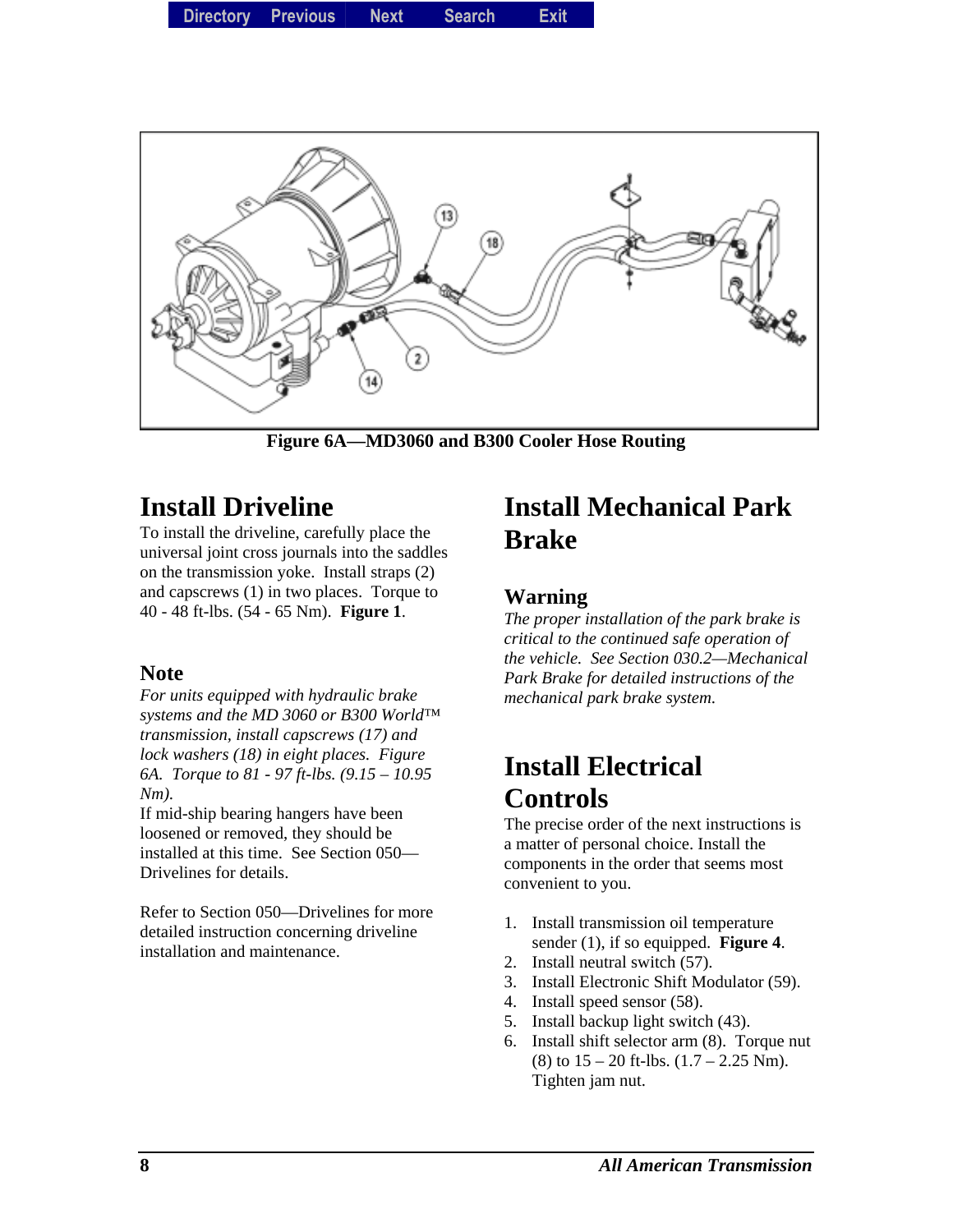Figure 6A—MD3060 and B300 Cooler Hose Routing

## Install Driveline

To install the driveline, carefully place the universal joint cross journals into the saddles on the transmission yoke. Install straps (2) and capscrews (1) in two places. Torque to 40 - 48 ft-lbs. (54 - 65 Nm). **Figure 1**.

### Note

*For units equipped with hydraulic brake systems and the MD 3060 or B300 World™ transmission, install capscrews (17) and lock washers (18) in eight places. Figure 6A. Torque to 81 - 97 ft-lbs. (9.15 – 10.95 Nm).*

If mid-ship bearing hangers have been loosened or removed, they should be installed at this time. See Section 050—Drivelines for details.

Refer to Section 050—Drivelines for more detailed instruction concerning driveline installation and maintenance.

## Install Mechanical Park Brake

### Warning

*The proper installation of the park brake is critical to the continued safe operation of the vehicle. See Section 030.2—Mechanical Park Brake for detailed instructions of the mechanical park brake system.*

## Install Electrical Controls

The precise order of the next instructions is a matter of personal choice. Install the components in the order that seems most convenient to you.

1. Install transmission oil temperature sender (1), if so equipped. **Figure 4**.
2. Install neutral switch (57).
3. Install Electronic Shift Modulator (59).
4. Install speed sensor (58).
5. Install backup light switch (43).
6. Install shift selector arm (8). Torque nut (8) to 15 – 20 ft-lbs. (1.7 – 2.25 Nm). Tighten jam nut.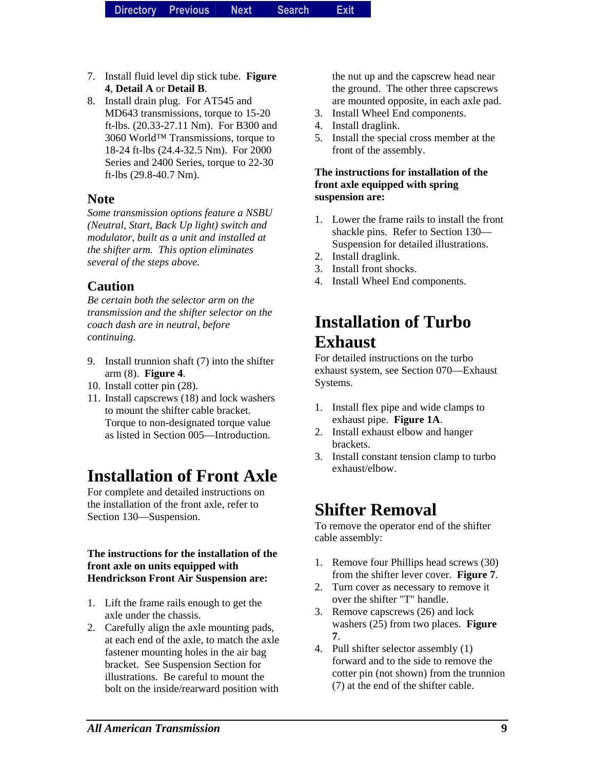7. Install fluid level dip stick tube. **Figure 4**, **Detail A** or **Detail B**.
8. Install drain plug. For AT545 and MD643 transmissions, torque to 15-20 ft-lbs. (20.33-27.11 Nm). For B300 and 3060 World™ Transmissions, torque to 18-24 ft-lbs (24.4-32.5 Nm). For 2000 Series and 2400 Series, torque to 22-30 ft-lbs (29.8-40.7 Nm).

### Note

*Some transmission options feature a NSBU (Neutral, Start, Back Up light) switch and modulator, built as a unit and installed at the shifter arm. This option eliminates several of the steps above.*

### Caution

*Be certain both the selector arm on the transmission and the shifter selector on the coach dash are in neutral, before continuing.*

9. Install trunnion shaft (7) into the shifter arm (8). **Figure 4**.
10. Install cotter pin (28).
11. Install capscrews (18) and lock washers to mount the shifter cable bracket. Torque to non-designated torque value as listed in Section 005—Introduction.

## Installation of Front Axle

For complete and detailed instructions on the installation of the front axle, refer to Section 130—Suspension.

**The instructions for the installation of the front axle on units equipped with Hendrickson Front Air Suspension are:**

1. Lift the frame rails enough to get the axle under the chassis.
2. Carefully align the axle mounting pads, at each end of the axle, to match the axle fastener mounting holes in the air bag bracket. See Suspension Section for illustrations. Be careful to mount the bolt on the inside/rearward position with the nut up and the capscrew head near the ground. The other three capscrews are mounted opposite, in each axle pad.
3. Install Wheel End components.
4. Install draglink.
5. Install the special cross member at the front of the assembly.

**The instructions for installation of the front axle equipped with spring suspension are:**

1. Lower the frame rails to install the front shackle pins. Refer to Section 130—Suspension for detailed illustrations.
2. Install draglink.
3. Install front shocks.
4. Install Wheel End components.

## Installation of Turbo Exhaust

For detailed instructions on the turbo exhaust system, see Section 070—Exhaust Systems.

1. Install flex pipe and wide clamps to exhaust pipe. **Figure 1A**.
2. Install exhaust elbow and hanger brackets.
3. Install constant tension clamp to turbo exhaust/elbow.

## Shifter Removal

To remove the operator end of the shifter cable assembly:

1. Remove four Phillips head screws (30) from the shifter lever cover. **Figure 7**.
2. Turn cover as necessary to remove it over the shifter "T" handle.
3. Remove capscrews (26) and lock washers (25) from two places. **Figure 7**.
4. Pull shifter selector assembly (1) forward and to the side to remove the cotter pin (not shown) from the trunnion (7) at the end of the shifter cable.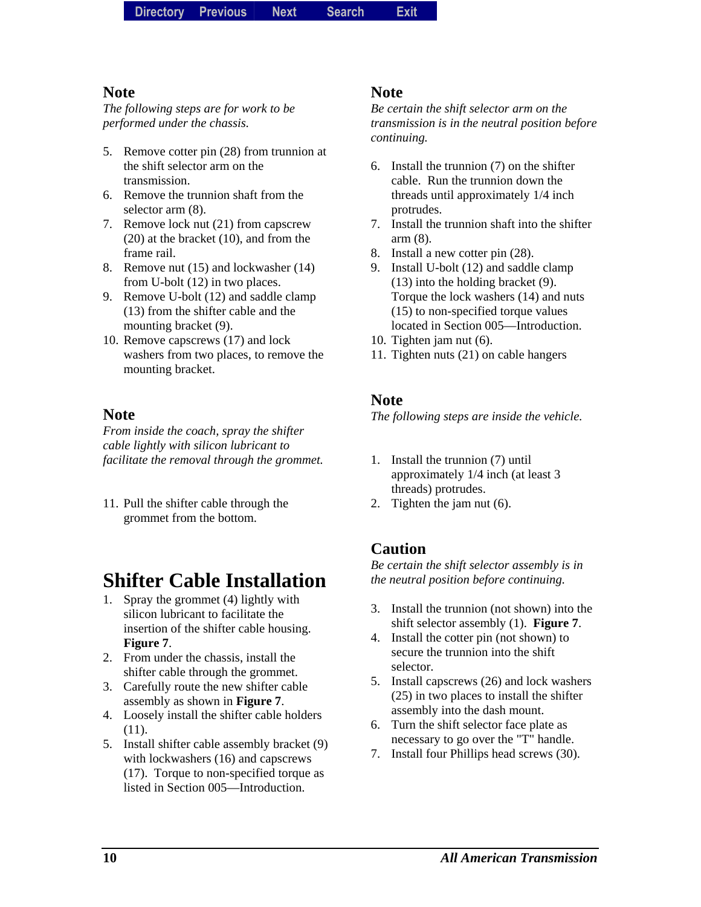### Note

*The following steps are for work to be performed under the chassis.*

5. Remove cotter pin (28) from trunnion at the shift selector arm on the transmission.
6. Remove the trunnion shaft from the selector arm (8).
7. Remove lock nut (21) from capscrew (20) at the bracket (10), and from the frame rail.
8. Remove nut (15) and lockwasher (14) from U-bolt (12) in two places.
9. Remove U-bolt (12) and saddle clamp (13) from the shifter cable and the mounting bracket (9).
10. Remove capscrews (17) and lock washers from two places, to remove the mounting bracket.

### Note

*From inside the coach, spray the shifter cable lightly with silicon lubricant to facilitate the removal through the grommet.*

11. Pull the shifter cable through the grommet from the bottom.

## Shifter Cable Installation

1. Spray the grommet (4) lightly with silicon lubricant to facilitate the insertion of the shifter cable housing. **Figure 7**.
2. From under the chassis, install the shifter cable through the grommet.
3. Carefully route the new shifter cable assembly as shown in **Figure 7**.
4. Loosely install the shifter cable holders (11).
5. Install shifter cable assembly bracket (9) with lockwashers (16) and capscrews (17). Torque to non-specified torque as listed in Section 005—Introduction.

### Note

*Be certain the shift selector arm on the transmission is in the neutral position before continuing.*

6. Install the trunnion (7) on the shifter cable. Run the trunnion down the threads until approximately 1/4 inch protrudes.
7. Install the trunnion shaft into the shifter arm (8).
8. Install a new cotter pin (28).
9. Install U-bolt (12) and saddle clamp (13) into the holding bracket (9). Torque the lock washers (14) and nuts (15) to non-specified torque values located in Section 005—Introduction.
10. Tighten jam nut (6).
11. Tighten nuts (21) on cable hangers

### Note

*The following steps are inside the vehicle.*

1. Install the trunnion (7) until approximately 1/4 inch (at least 3 threads) protrudes.
2. Tighten the jam nut (6).

### Caution

*Be certain the shift selector assembly is in the neutral position before continuing.*

3. Install the trunnion (not shown) into the shift selector assembly (1). **Figure 7**.
4. Install the cotter pin (not shown) to secure the trunnion into the shift selector.
5. Install capscrews (26) and lock washers (25) in two places to install the shifter assembly into the dash mount.
6. Turn the shift selector face plate as necessary to go over the "T" handle.
7. Install four Phillips head screws (30).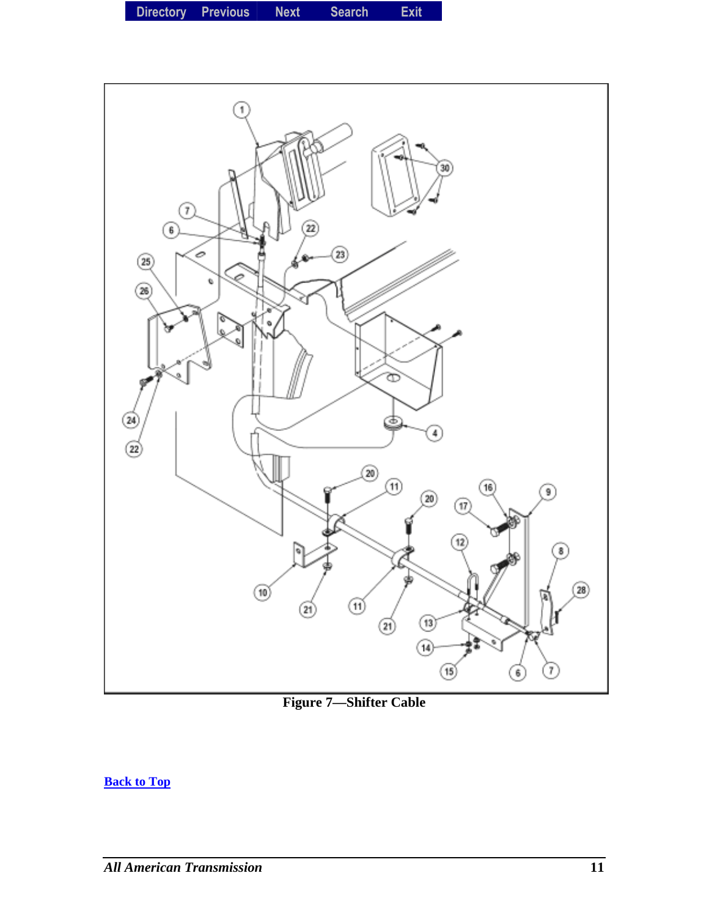Directory Previous Next Search Exit

1
30
7
6
22
23
25
26
24
22
4
20
11
20
16
9
17
8
12
28
10
21
11
21
13
14
15
6
7

Figure 7—Shifter Cable

Back to Top